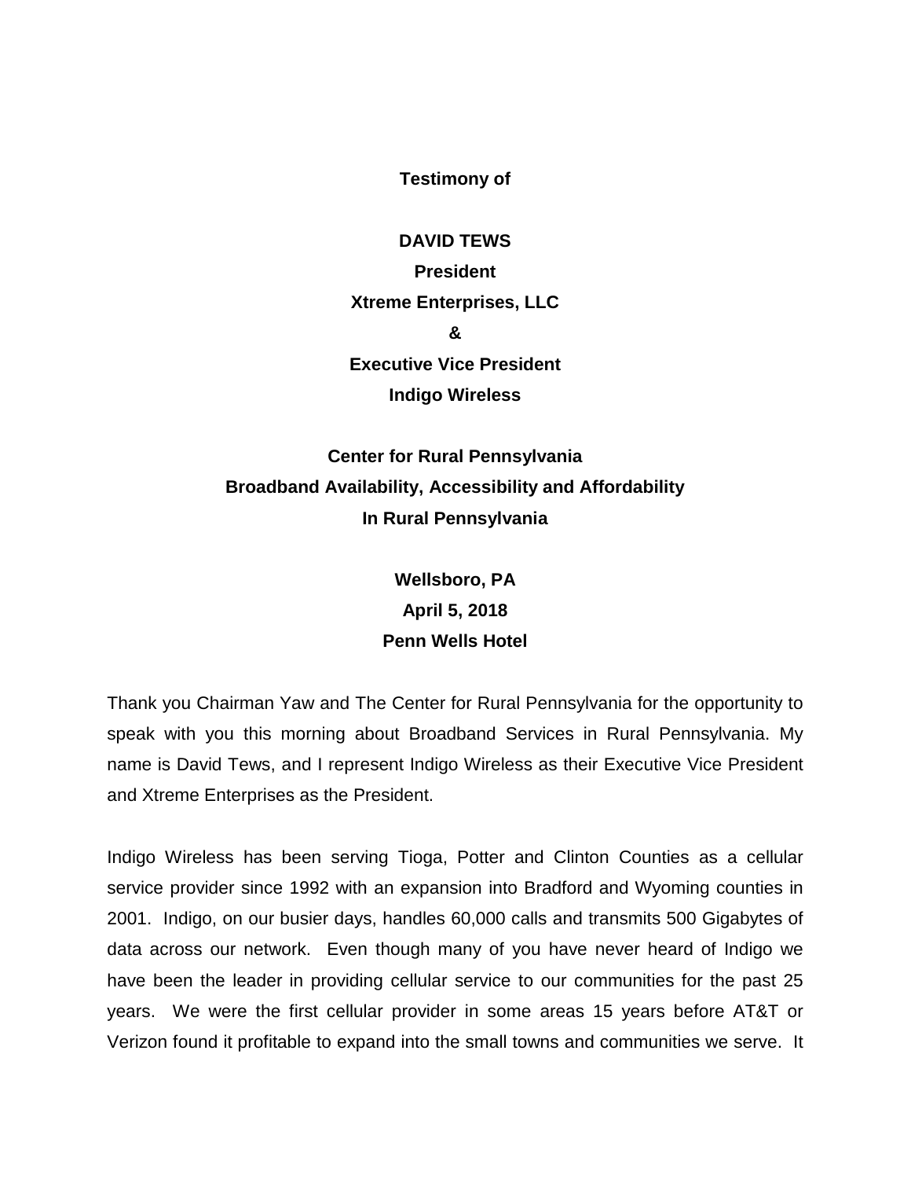**Testimony of**

**DAVID TEWS**

**President**

**Xtreme Enterprises, LLC**

**&**

**Executive Vice President**

**Indigo Wireless**

**Center for Rural Pennsylvania**

**Broadband Availability, Accessibility and Affordability**

**In Rural Pennsylvania**

**Wellsboro, PA**

**April 5, 2018**

**Penn Wells Hotel**

Thank you Chairman Yaw and The Center for Rural Pennsylvania for the opportunity to speak with you this morning about Broadband Services in Rural Pennsylvania. My name is David Tews, and I represent Indigo Wireless as their Executive Vice President and Xtreme Enterprises as the President.

Indigo Wireless has been serving Tioga, Potter and Clinton Counties as a cellular service provider since 1992 with an expansion into Bradford and Wyoming counties in 2001. Indigo, on our busier days, handles 60,000 calls and transmits 500 Gigabytes of data across our network. Even though many of you have never heard of Indigo we have been the leader in providing cellular service to our communities for the past 25 years. We were the first cellular provider in some areas 15 years before AT&T or Verizon found it profitable to expand into the small towns and communities we serve. It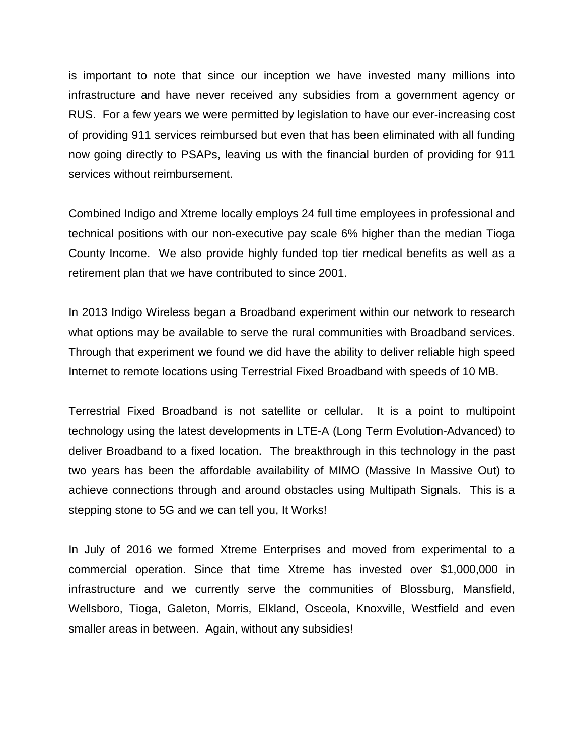is important to note that since our inception we have invested many millions into infrastructure and have never received any subsidies from a government agency or RUS. For a few years we were permitted by legislation to have our ever-increasing cost of providing 911 services reimbursed but even that has been eliminated with all funding now going directly to PSAPs, leaving us with the financial burden of providing for 911 services without reimbursement.

Combined Indigo and Xtreme locally employs 24 full time employees in professional and technical positions with our non-executive pay scale 6% higher than the median Tioga County Income. We also provide highly funded top tier medical benefits as well as a retirement plan that we have contributed to since 2001.

In 2013 Indigo Wireless began a Broadband experiment within our network to research what options may be available to serve the rural communities with Broadband services. Through that experiment we found we did have the ability to deliver reliable high speed Internet to remote locations using Terrestrial Fixed Broadband with speeds of 10 MB.

Terrestrial Fixed Broadband is not satellite or cellular. It is a point to multipoint technology using the latest developments in LTE-A (Long Term Evolution-Advanced) to deliver Broadband to a fixed location. The breakthrough in this technology in the past two years has been the affordable availability of MIMO (Massive In Massive Out) to achieve connections through and around obstacles using Multipath Signals. This is a stepping stone to 5G and we can tell you, It Works!

In July of 2016 we formed Xtreme Enterprises and moved from experimental to a commercial operation. Since that time Xtreme has invested over $1,000,000 in infrastructure and we currently serve the communities of Blossburg, Mansfield, Wellsboro, Tioga, Galeton, Morris, Elkland, Osceola, Knoxville, Westfield and even smaller areas in between. Again, without any subsidies!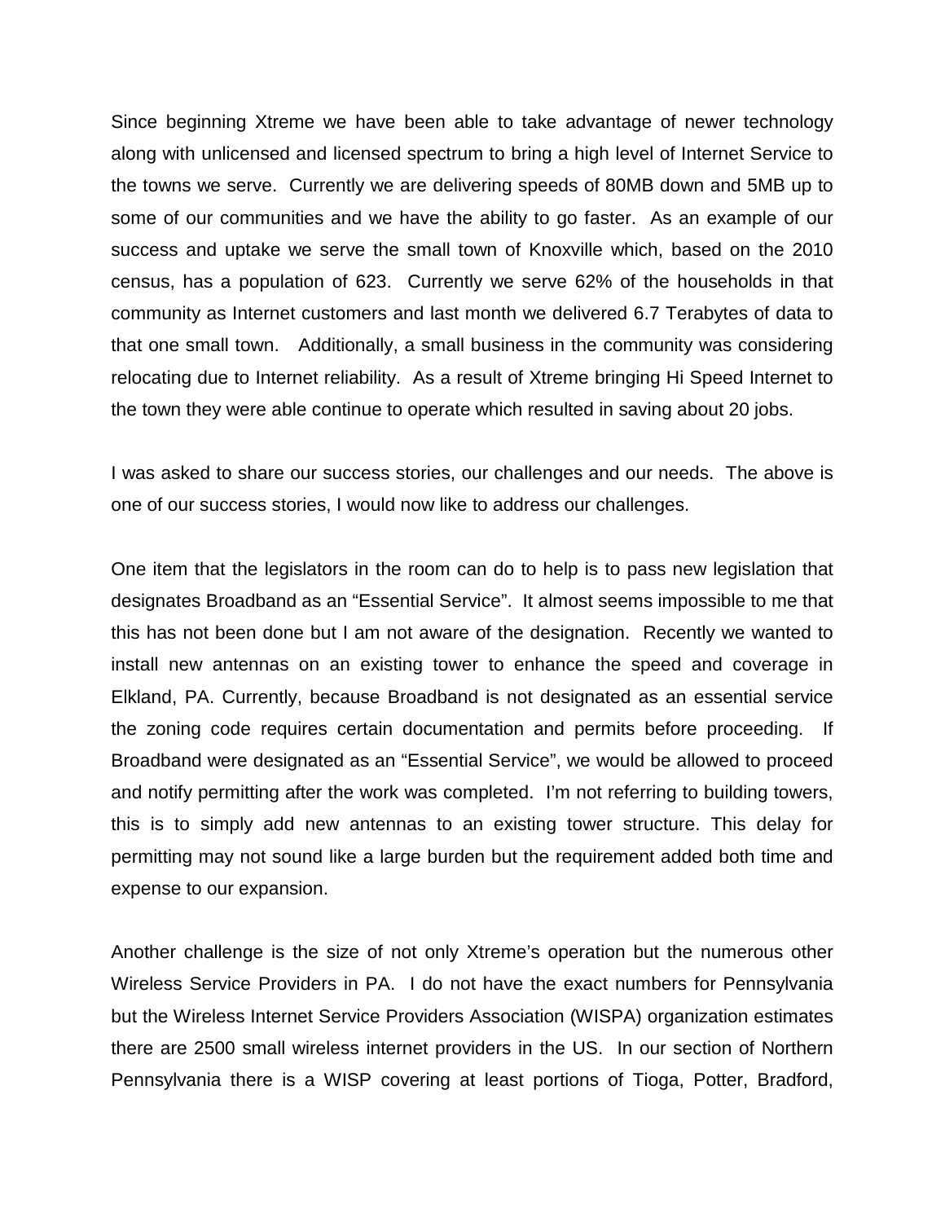Since beginning Xtreme we have been able to take advantage of newer technology along with unlicensed and licensed spectrum to bring a high level of Internet Service to the towns we serve. Currently we are delivering speeds of 80MB down and 5MB up to some of our communities and we have the ability to go faster. As an example of our success and uptake we serve the small town of Knoxville which, based on the 2010 census, has a population of 623. Currently we serve 62% of the households in that community as Internet customers and last month we delivered 6.7 Terabytes of data to that one small town. Additionally, a small business in the community was considering relocating due to Internet reliability. As a result of Xtreme bringing Hi Speed Internet to the town they were able continue to operate which resulted in saving about 20 jobs.

I was asked to share our success stories, our challenges and our needs. The above is one of our success stories, I would now like to address our challenges.

One item that the legislators in the room can do to help is to pass new legislation that designates Broadband as an "Essential Service". It almost seems impossible to me that this has not been done but I am not aware of the designation. Recently we wanted to install new antennas on an existing tower to enhance the speed and coverage in Elkland, PA. Currently, because Broadband is not designated as an essential service the zoning code requires certain documentation and permits before proceeding. If Broadband were designated as an "Essential Service", we would be allowed to proceed and notify permitting after the work was completed. I'm not referring to building towers, this is to simply add new antennas to an existing tower structure. This delay for permitting may not sound like a large burden but the requirement added both time and expense to our expansion.

Another challenge is the size of not only Xtreme's operation but the numerous other Wireless Service Providers in PA. I do not have the exact numbers for Pennsylvania but the Wireless Internet Service Providers Association (WISPA) organization estimates there are 2500 small wireless internet providers in the US. In our section of Northern Pennsylvania there is a WISP covering at least portions of Tioga, Potter, Bradford,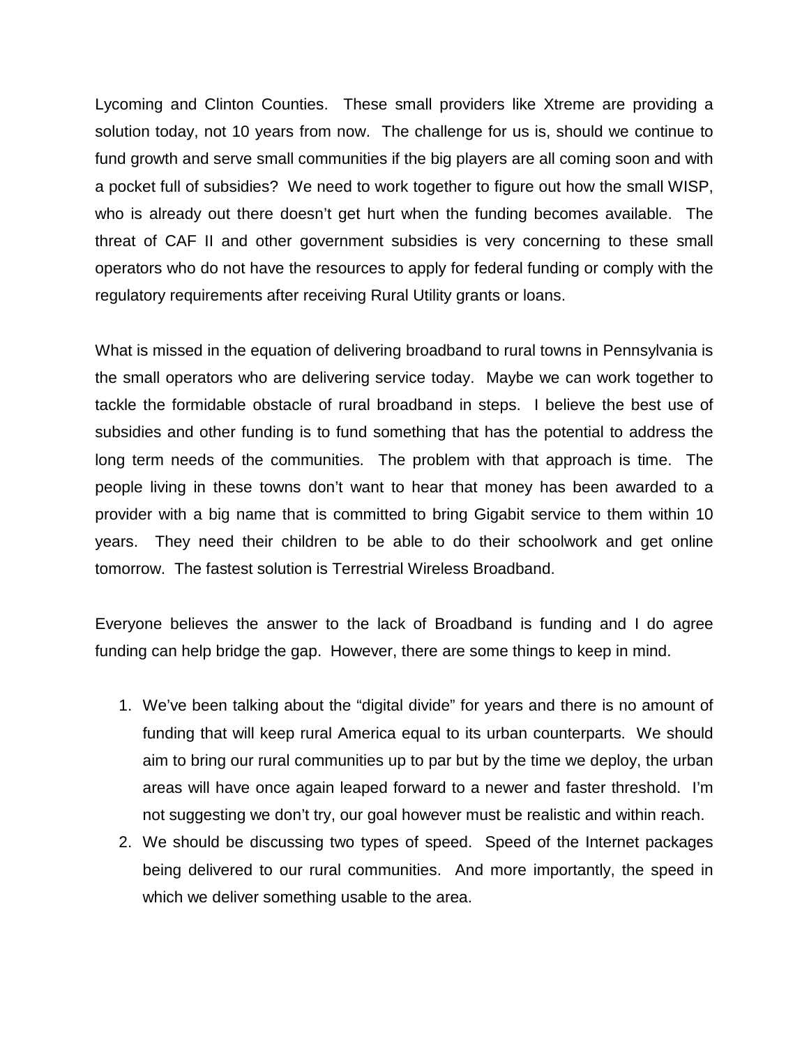Lycoming and Clinton Counties. These small providers like Xtreme are providing a solution today, not 10 years from now. The challenge for us is, should we continue to fund growth and serve small communities if the big players are all coming soon and with a pocket full of subsidies? We need to work together to figure out how the small WISP, who is already out there doesn't get hurt when the funding becomes available. The threat of CAF II and other government subsidies is very concerning to these small operators who do not have the resources to apply for federal funding or comply with the regulatory requirements after receiving Rural Utility grants or loans.

What is missed in the equation of delivering broadband to rural towns in Pennsylvania is the small operators who are delivering service today. Maybe we can work together to tackle the formidable obstacle of rural broadband in steps. I believe the best use of subsidies and other funding is to fund something that has the potential to address the long term needs of the communities. The problem with that approach is time. The people living in these towns don't want to hear that money has been awarded to a provider with a big name that is committed to bring Gigabit service to them within 10 years. They need their children to be able to do their schoolwork and get online tomorrow. The fastest solution is Terrestrial Wireless Broadband.

Everyone believes the answer to the lack of Broadband is funding and I do agree funding can help bridge the gap. However, there are some things to keep in mind.

1. We've been talking about the "digital divide" for years and there is no amount of funding that will keep rural America equal to its urban counterparts. We should aim to bring our rural communities up to par but by the time we deploy, the urban areas will have once again leaped forward to a newer and faster threshold. I'm not suggesting we don't try, our goal however must be realistic and within reach.
2. We should be discussing two types of speed. Speed of the Internet packages being delivered to our rural communities. And more importantly, the speed in which we deliver something usable to the area.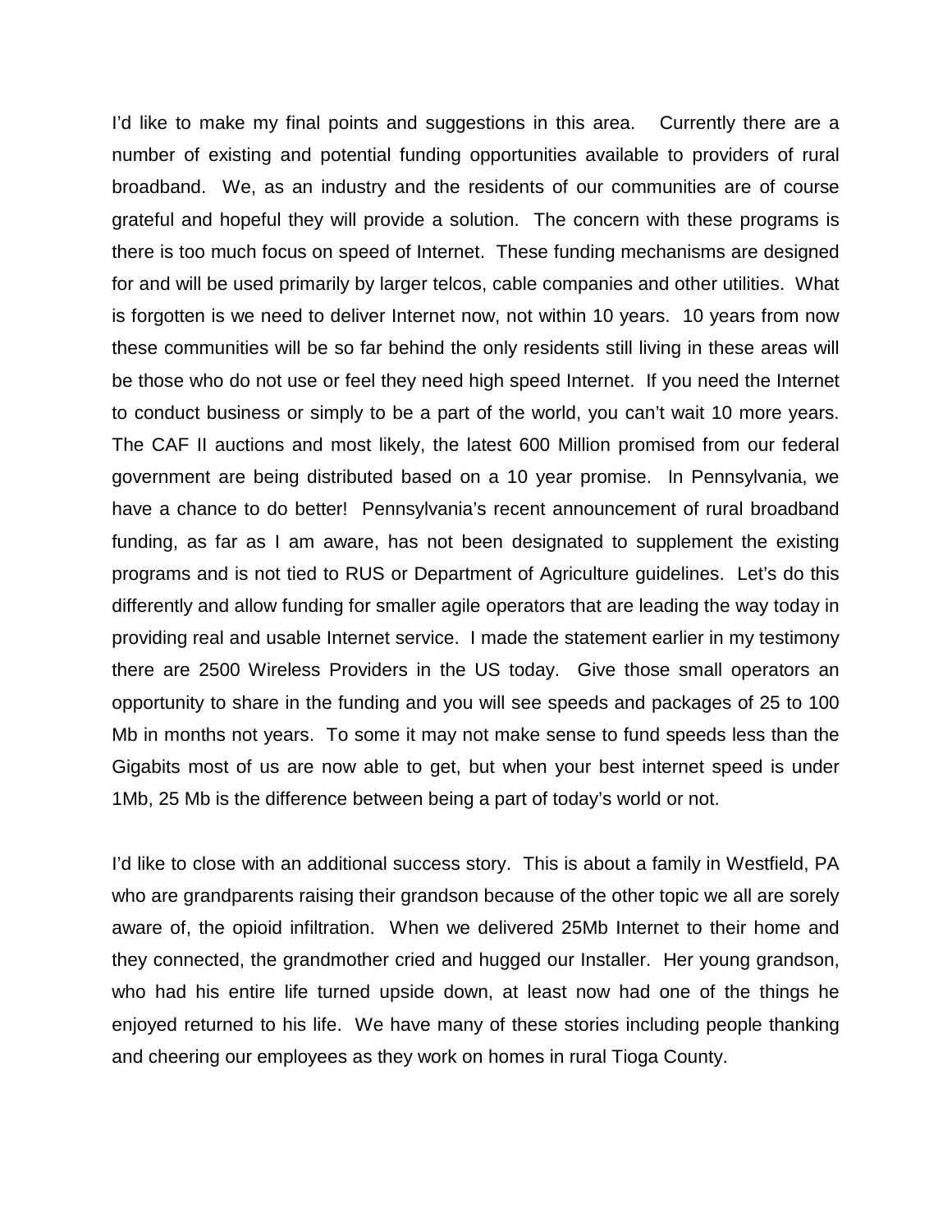I'd like to make my final points and suggestions in this area. Currently there are a number of existing and potential funding opportunities available to providers of rural broadband. We, as an industry and the residents of our communities are of course grateful and hopeful they will provide a solution. The concern with these programs is there is too much focus on speed of Internet. These funding mechanisms are designed for and will be used primarily by larger telcos, cable companies and other utilities. What is forgotten is we need to deliver Internet now, not within 10 years. 10 years from now these communities will be so far behind the only residents still living in these areas will be those who do not use or feel they need high speed Internet. If you need the Internet to conduct business or simply to be a part of the world, you can't wait 10 more years. The CAF II auctions and most likely, the latest 600 Million promised from our federal government are being distributed based on a 10 year promise. In Pennsylvania, we have a chance to do better! Pennsylvania's recent announcement of rural broadband funding, as far as I am aware, has not been designated to supplement the existing programs and is not tied to RUS or Department of Agriculture guidelines. Let's do this differently and allow funding for smaller agile operators that are leading the way today in providing real and usable Internet service. I made the statement earlier in my testimony there are 2500 Wireless Providers in the US today. Give those small operators an opportunity to share in the funding and you will see speeds and packages of 25 to 100 Mb in months not years. To some it may not make sense to fund speeds less than the Gigabits most of us are now able to get, but when your best internet speed is under 1Mb, 25 Mb is the difference between being a part of today's world or not.

I'd like to close with an additional success story. This is about a family in Westfield, PA who are grandparents raising their grandson because of the other topic we all are sorely aware of, the opioid infiltration. When we delivered 25Mb Internet to their home and they connected, the grandmother cried and hugged our Installer. Her young grandson, who had his entire life turned upside down, at least now had one of the things he enjoyed returned to his life. We have many of these stories including people thanking and cheering our employees as they work on homes in rural Tioga County.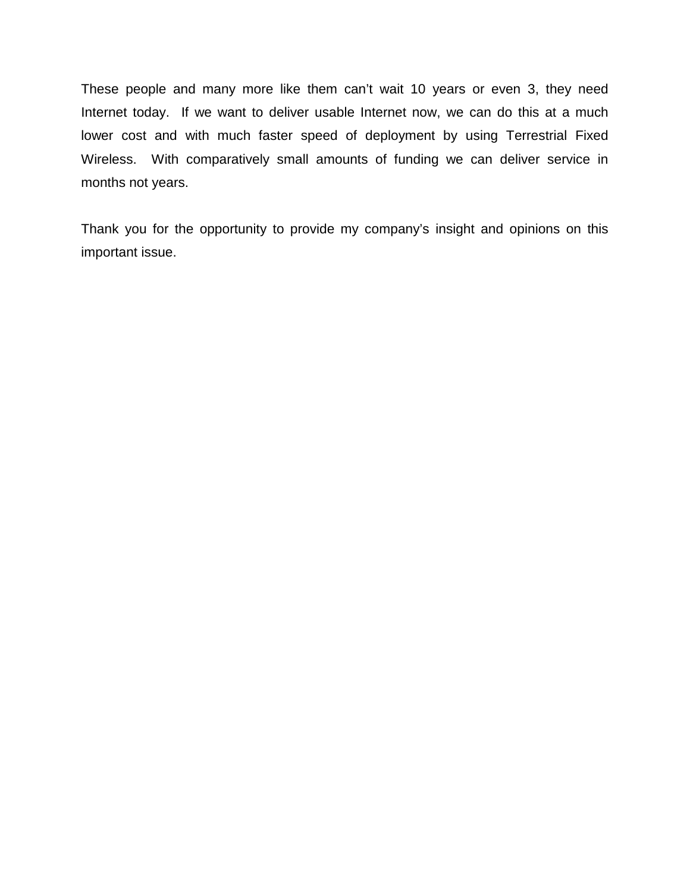These people and many more like them can’t wait 10 years or even 3, they need Internet today.  If we want to deliver usable Internet now, we can do this at a much lower cost and with much faster speed of deployment by using Terrestrial Fixed Wireless.  With comparatively small amounts of funding we can deliver service in months not years.

Thank you for the opportunity to provide my company’s insight and opinions on this important issue.